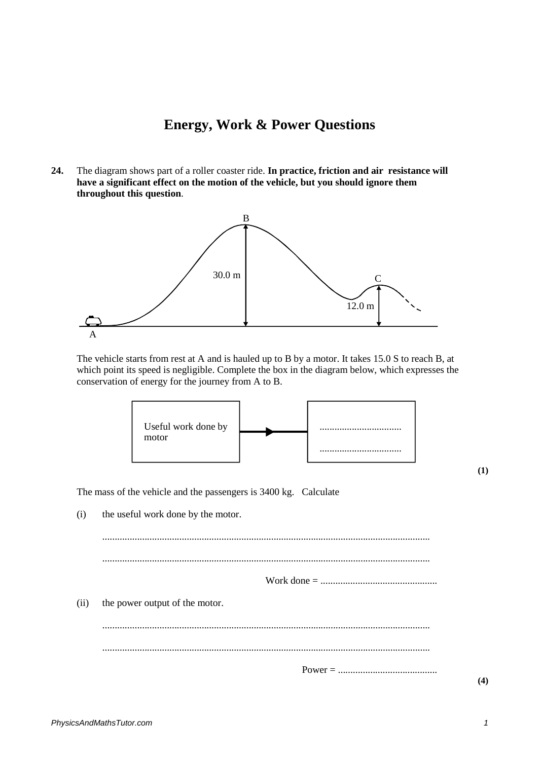# Energy, Work & Power Questions

**24.** The diagram shows part of a roller coaster ride. **In practice, friction and air resistance will have a significant effect on the motion of the vehicle, but you should ignore them throughout this question**.

B

30.0 m

C

12.0 m

A

The vehicle starts from rest at A and is hauled up to B by a motor. It takes 15.0 S to reach B, at which point its speed is negligible. Complete the box in the diagram below, which expresses the conservation of energy for the journey from A to B.

Useful work done by motor → ................................ ................................

**(1)**

The mass of the vehicle and the passengers is 3400 kg. Calculate

(i) the useful work done by the motor.

...................................................................................................................................

...................................................................................................................................

Work done = ...............................................

(ii) the power output of the motor.

...................................................................................................................................

...................................................................................................................................

Power = ........................................

**(4)**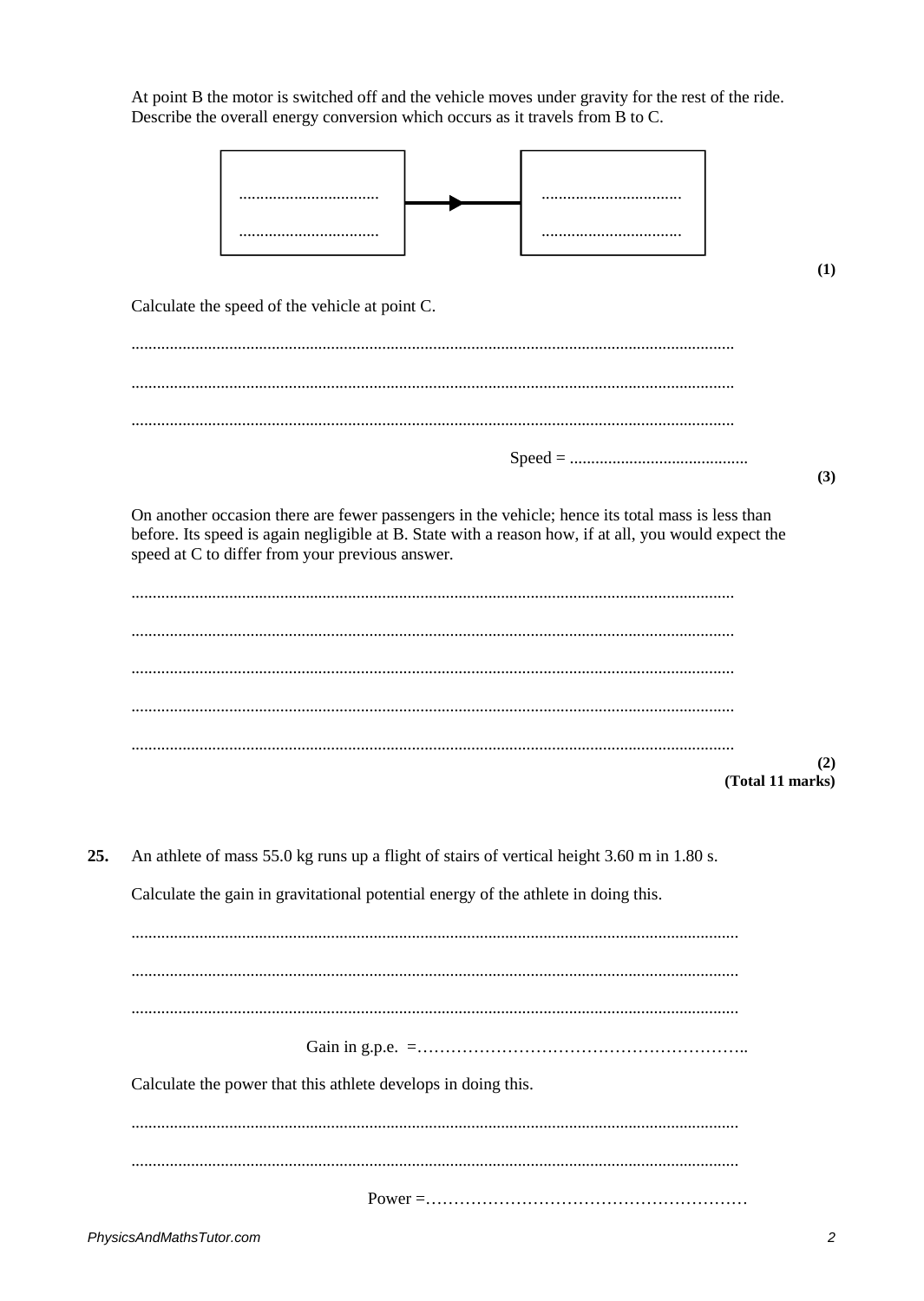At point B the motor is switched off and the vehicle moves under gravity for the rest of the ride. Describe the overall energy conversion which occurs as it travels from B to C.

| ................................. ................................. | → | ................................. ................................. |
|---|---|---|

**(1)**

Calculate the speed of the vehicle at point C.

...........................................................................................................................................

...........................................................................................................................................

...........................................................................................................................................

Speed = ..........................................

**(3)**

On another occasion there are fewer passengers in the vehicle; hence its total mass is less than before. Its speed is again negligible at B. State with a reason how, if at all, you would expect the speed at C to differ from your previous answer.

...........................................................................................................................................

...........................................................................................................................................

...........................................................................................................................................

...........................................................................................................................................

...........................................................................................................................................

**(2)**
**(Total 11 marks)**

**25.** An athlete of mass 55.0 kg runs up a flight of stairs of vertical height 3.60 m in 1.80 s.

Calculate the gain in gravitational potential energy of the athlete in doing this.

...........................................................................................................................................

...........................................................................................................................................

...........................................................................................................................................

Gain in g.p.e. =…………………………………………………..

Calculate the power that this athlete develops in doing this.

...........................................................................................................................................

...........................................................................................................................................

Power =…………………………………………………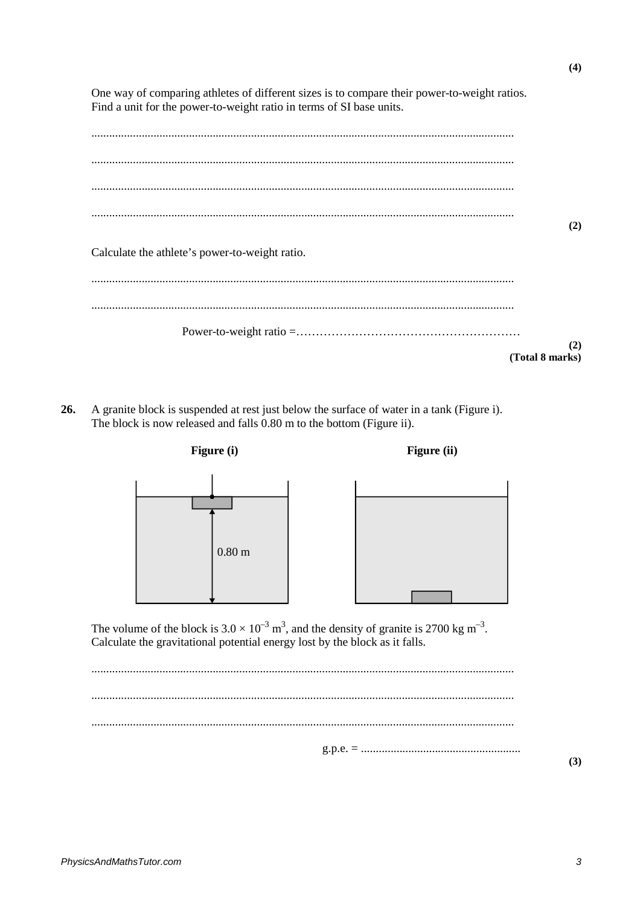**(4)**

One way of comparing athletes of different sizes is to compare their power-to-weight ratios. Find a unit for the power-to-weight ratio in terms of SI base units.

.............................................................................................................................................

.............................................................................................................................................

.............................................................................................................................................

.............................................................................................................................................

**(2)**

Calculate the athlete's power-to-weight ratio.

.............................................................................................................................................

.............................................................................................................................................

Power-to-weight ratio =…………………………………………………

**(2)**
**(Total 8 marks)**

**26.** A granite block is suspended at rest just below the surface of water in a tank (Figure i). The block is now released and falls 0.80 m to the bottom (Figure ii).

**Figure (i)** **Figure (ii)**

0.80 m

The volume of the block is $3.0 \times 10^{-3}$ m$^3$, and the density of granite is 2700 kg m$^{-3}$. Calculate the gravitational potential energy lost by the block as it falls.

.............................................................................................................................................

.............................................................................................................................................

.............................................................................................................................................

g.p.e. = ......................................................

**(3)**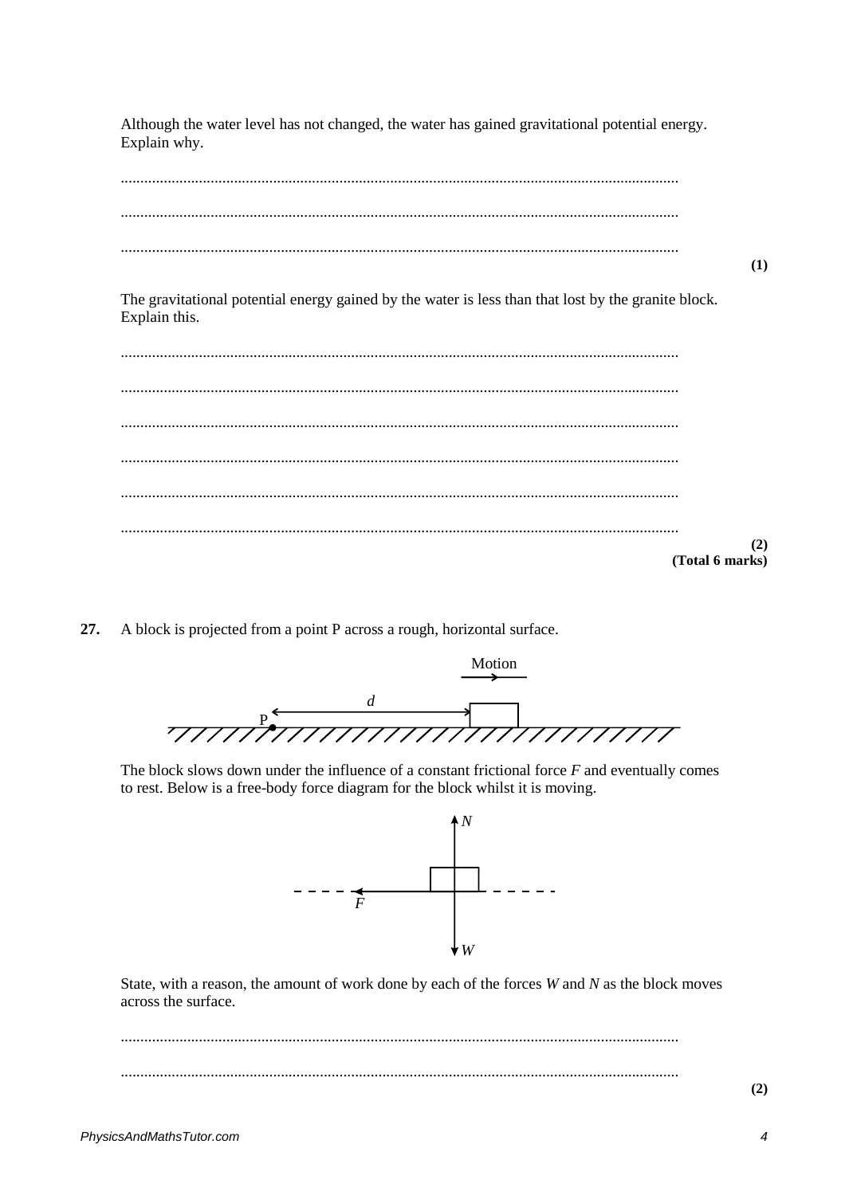Although the water level has not changed, the water has gained gravitational potential energy. Explain why.

.............................................................................................................................................

.............................................................................................................................................

.............................................................................................................................................

**(1)**

The gravitational potential energy gained by the water is less than that lost by the granite block. Explain this.

.............................................................................................................................................

.............................................................................................................................................

.............................................................................................................................................

.............................................................................................................................................

.............................................................................................................................................

.............................................................................................................................................

**(2)**
**(Total 6 marks)**

**27.** A block is projected from a point P across a rough, horizontal surface.

The block slows down under the influence of a constant frictional force $F$ and eventually comes to rest. Below is a free-body force diagram for the block whilst it is moving.

State, with a reason, the amount of work done by each of the forces $W$ and $N$ as the block moves across the surface.

.............................................................................................................................................

.............................................................................................................................................

**(2)**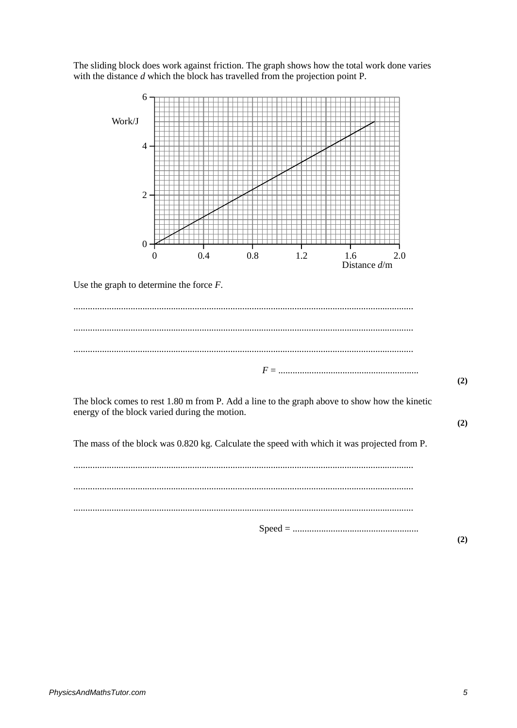The sliding block does work against friction. The graph shows how the total work done varies with the distance *d* which the block has travelled from the projection point P.

Use the graph to determine the force *F*.

.............................................................................................................................................

.............................................................................................................................................

.............................................................................................................................................

$F$ = ...........................................................

**(2)**

The block comes to rest 1.80 m from P. Add a line to the graph above to show how the kinetic energy of the block varied during the motion.

**(2)**

The mass of the block was 0.820 kg. Calculate the speed with which it was projected from P.

.............................................................................................................................................

.............................................................................................................................................

.............................................................................................................................................

Speed = .....................................................

**(2)**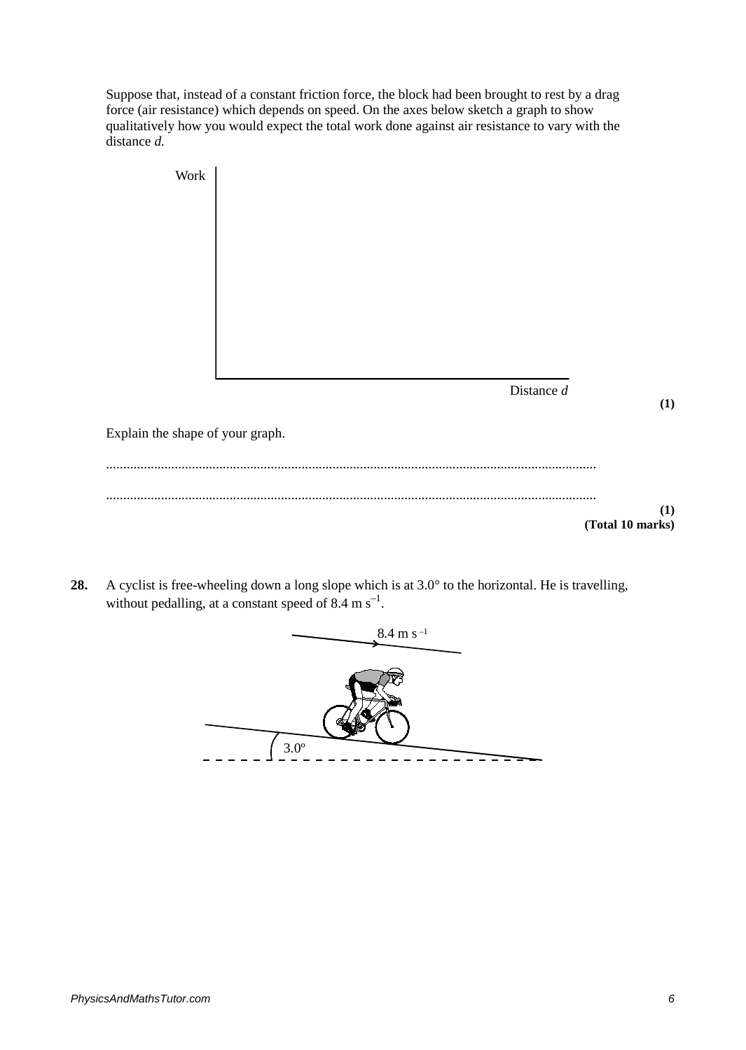Suppose that, instead of a constant friction force, the block had been brought to rest by a drag force (air resistance) which depends on speed. On the axes below sketch a graph to show qualitatively how you would expect the total work done against air resistance to vary with the distance *d*.

Work

Distance *d*

**(1)**

Explain the shape of your graph.

..............................................................................................................................................

..............................................................................................................................................

**(1)**
**(Total 10 marks)**

**28.** A cyclist is free-wheeling down a long slope which is at 3.0° to the horizontal. He is travelling, without pedalling, at a constant speed of 8.4 m s$^{-1}$.

8.4 m s$^{-1}$

3.0°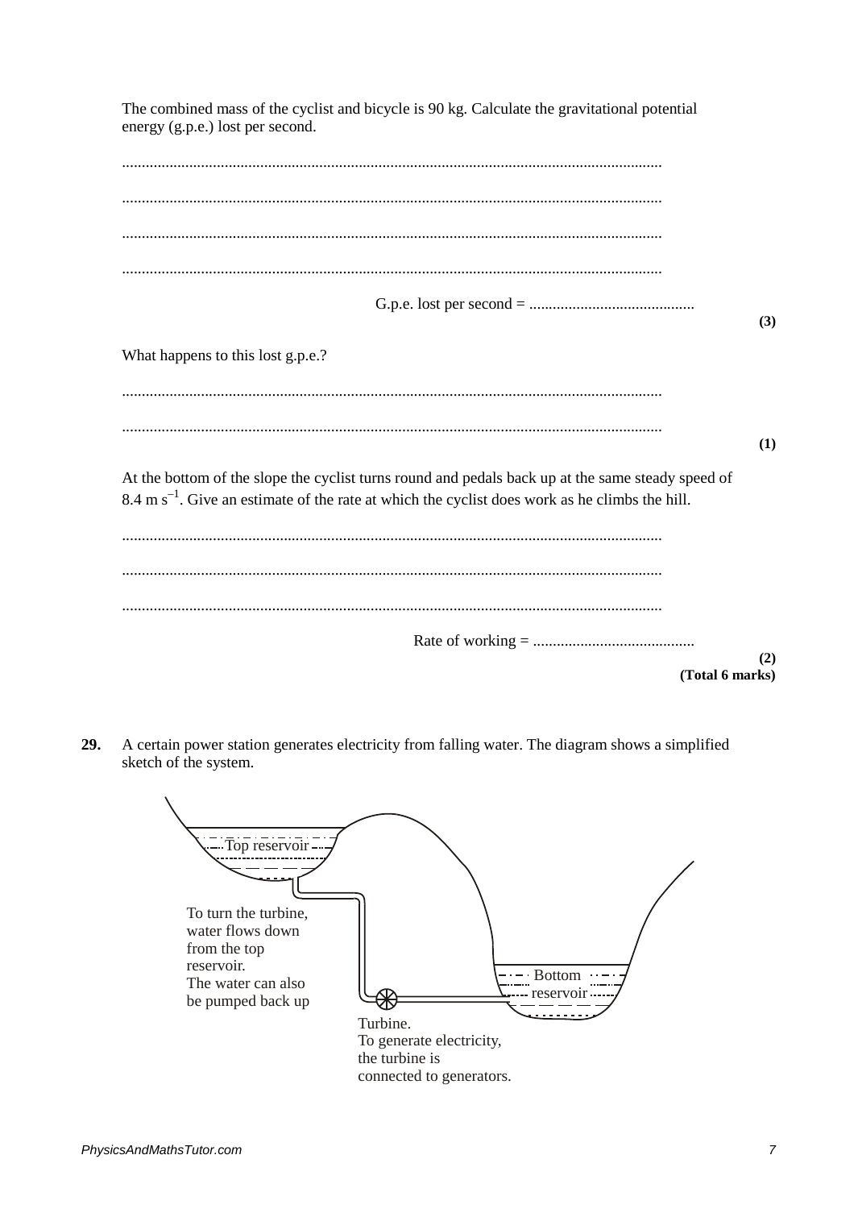The combined mass of the cyclist and bicycle is 90 kg. Calculate the gravitational potential energy (g.p.e.) lost per second.

........................................................................................................................................

........................................................................................................................................

........................................................................................................................................

........................................................................................................................................

G.p.e. lost per second = ..........................................

**(3)**

What happens to this lost g.p.e.?

........................................................................................................................................

........................................................................................................................................

**(1)**

At the bottom of the slope the cyclist turns round and pedals back up at the same steady speed of 8.4 m s$^{-1}$. Give an estimate of the rate at which the cyclist does work as he climbs the hill.

........................................................................................................................................

........................................................................................................................................

........................................................................................................................................

Rate of working = ..........................................

**(2)**

**(Total 6 marks)**

**29.** A certain power station generates electricity from falling water. The diagram shows a simplified sketch of the system.

Top reservoir

To turn the turbine, water flows down from the top reservoir. The water can also be pumped back up

Bottom reservoir

Turbine. To generate electricity, the turbine is connected to generators.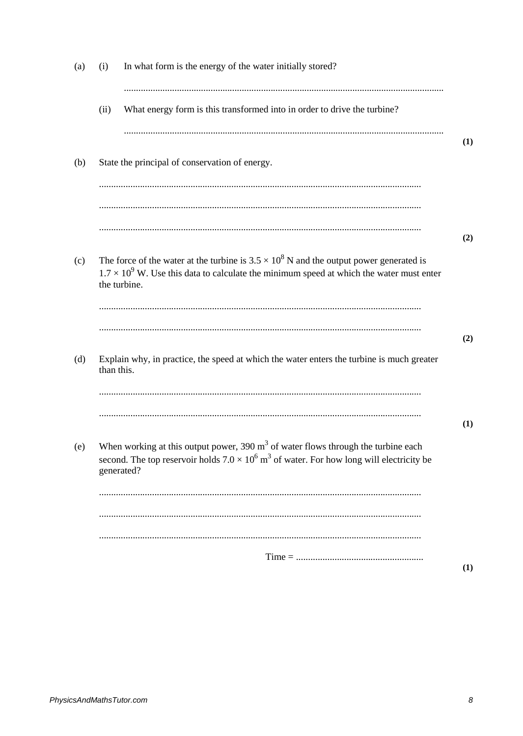(a) (i) In what form is the energy of the water initially stored?

..............................................................................................................................

(ii) What energy form is this transformed into in order to drive the turbine?

..............................................................................................................................
**(1)**

(b) State the principal of conservation of energy.

..............................................................................................................................

..............................................................................................................................

..............................................................................................................................
**(2)**

(c) The force of the water at the turbine is $3.5 \times 10^8$ N and the output power generated is $1.7 \times 10^9$ W. Use this data to calculate the minimum speed at which the water must enter the turbine.

..............................................................................................................................

..............................................................................................................................
**(2)**

(d) Explain why, in practice, the speed at which the water enters the turbine is much greater than this.

..............................................................................................................................

..............................................................................................................................
**(1)**

(e) When working at this output power, 390 $m^3$ of water flows through the turbine each second. The top reservoir holds $7.0 \times 10^6$ $m^3$ of water. For how long will electricity be generated?

..............................................................................................................................

..............................................................................................................................

..............................................................................................................................

Time = ....................................................
**(1)**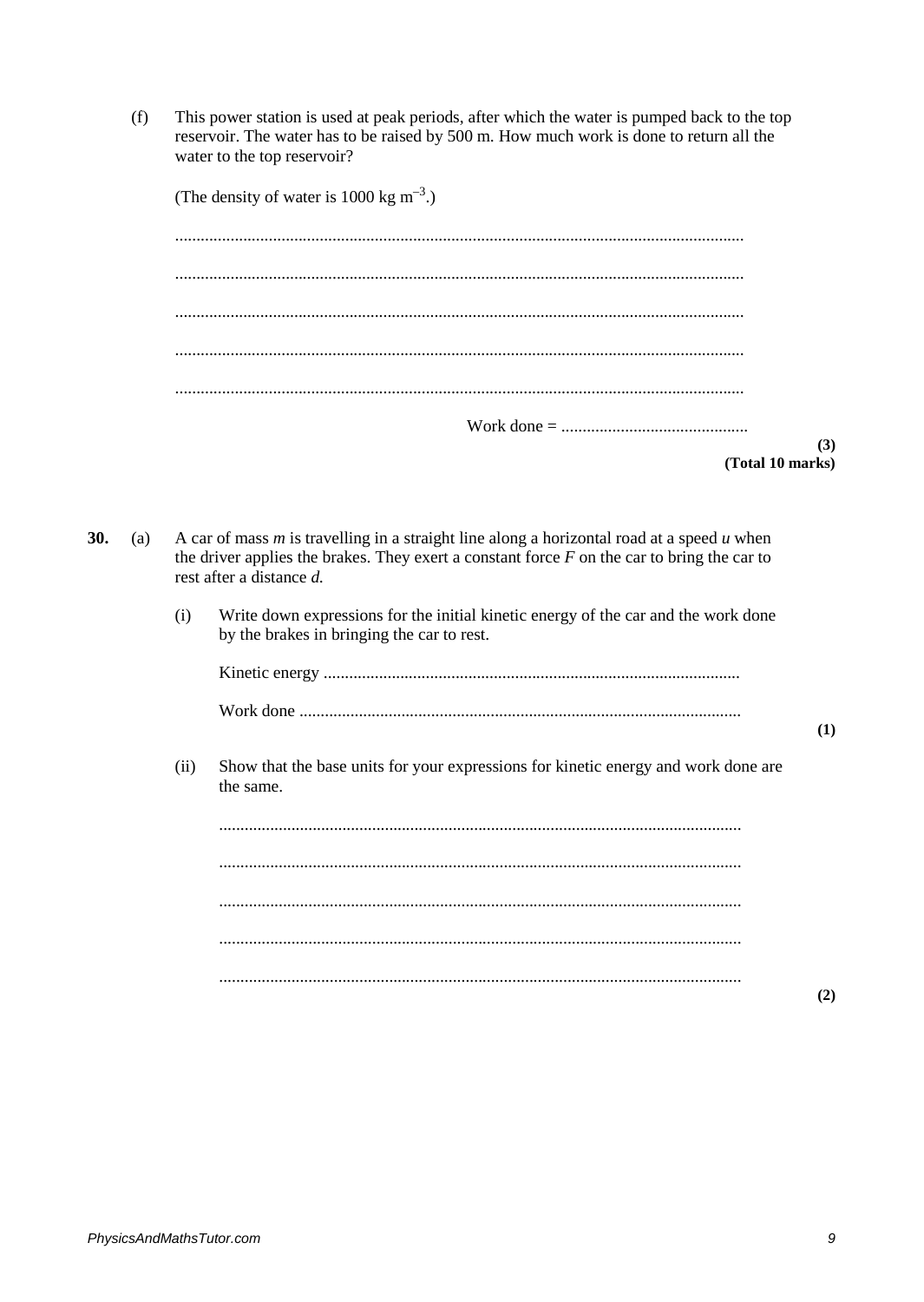(f) This power station is used at peak periods, after which the water is pumped back to the top reservoir. The water has to be raised by 500 m. How much work is done to return all the water to the top reservoir?

(The density of water is 1000 kg m$^{-3}$.)

.....................................................................................................................................

.....................................................................................................................................

.....................................................................................................................................

.....................................................................................................................................

.....................................................................................................................................

Work done = ............................................

**(3)**

**(Total 10 marks)**

**30.** (a) A car of mass *m* is travelling in a straight line along a horizontal road at a speed *u* when the driver applies the brakes. They exert a constant force *F* on the car to bring the car to rest after a distance *d.*

(i) Write down expressions for the initial kinetic energy of the car and the work done by the brakes in bringing the car to rest.

Kinetic energy ..................................................................................................

Work done .......................................................................................................

**(1)**

(ii) Show that the base units for your expressions for kinetic energy and work done are the same.

.........................................................................................................................

.........................................................................................................................

.........................................................................................................................

.........................................................................................................................

.........................................................................................................................

**(2)**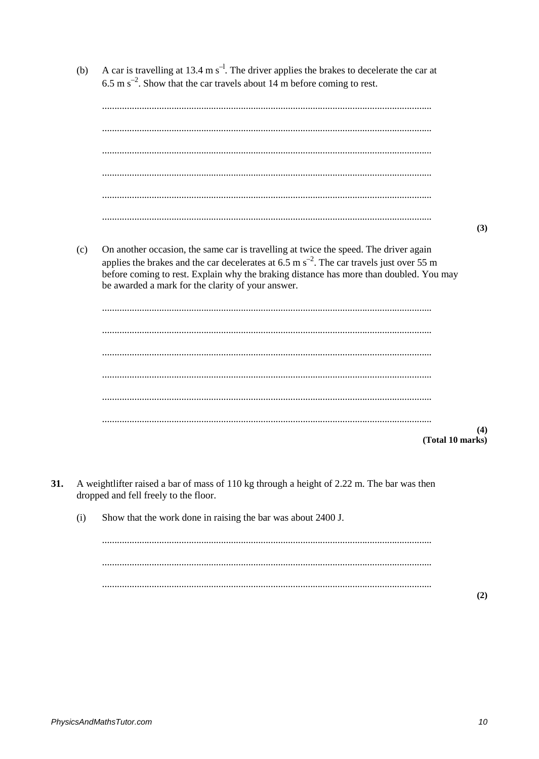(b) A car is travelling at 13.4 m s$^{-1}$. The driver applies the brakes to decelerate the car at 6.5 m s$^{-2}$. Show that the car travels about 14 m before coming to rest.

...................................................................................................................................

...................................................................................................................................

...................................................................................................................................

...................................................................................................................................

...................................................................................................................................

...................................................................................................................................

**(3)**

(c) On another occasion, the same car is travelling at twice the speed. The driver again applies the brakes and the car decelerates at 6.5 m s$^{-2}$. The car travels just over 55 m before coming to rest. Explain why the braking distance has more than doubled. You may be awarded a mark for the clarity of your answer.

...................................................................................................................................

...................................................................................................................................

...................................................................................................................................

...................................................................................................................................

...................................................................................................................................

...................................................................................................................................

**(4)**
**(Total 10 marks)**

**31.** A weightlifter raised a bar of mass of 110 kg through a height of 2.22 m. The bar was then dropped and fell freely to the floor.

(i) Show that the work done in raising the bar was about 2400 J.

...................................................................................................................................

...................................................................................................................................

...................................................................................................................................

**(2)**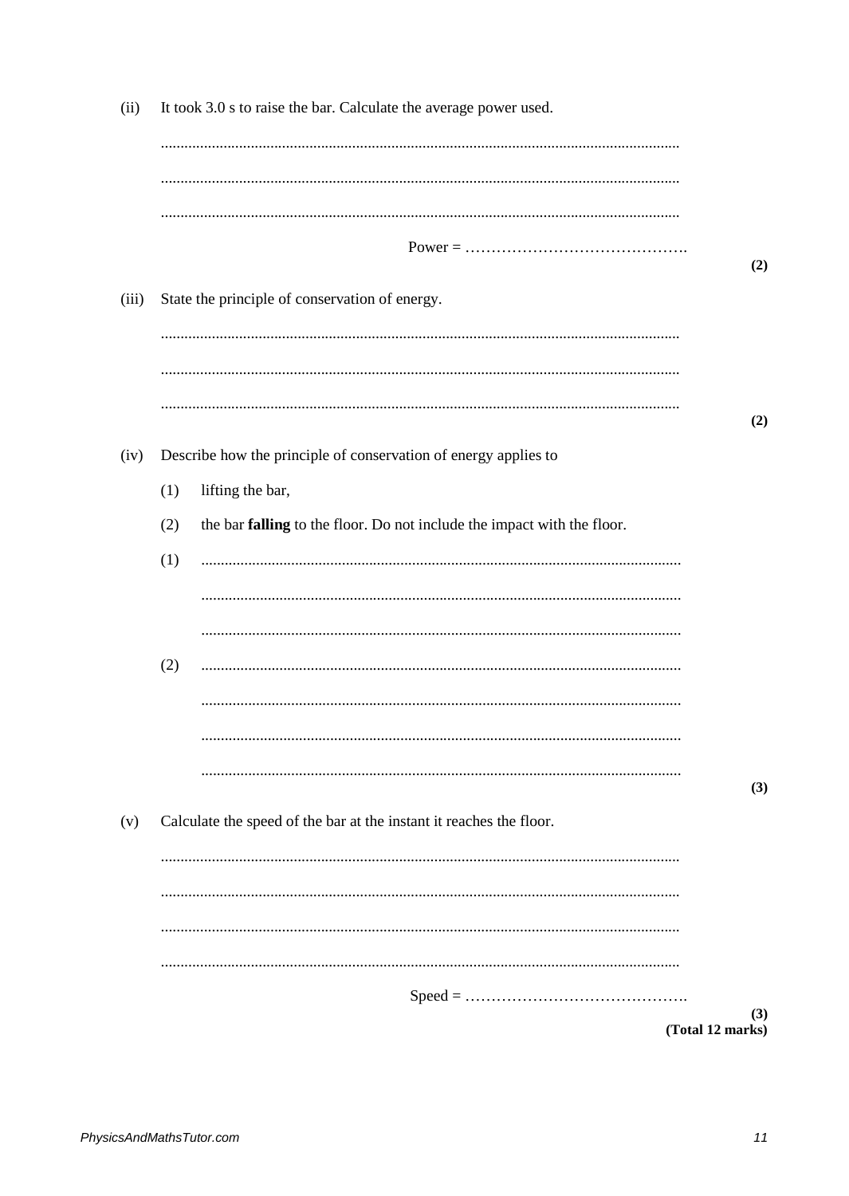(ii) It took 3.0 s to raise the bar. Calculate the average power used.

...................................................................................................................................

...................................................................................................................................

...................................................................................................................................

Power = …………………………………….

**(2)**

(iii) State the principle of conservation of energy.

...................................................................................................................................

...................................................................................................................................

...................................................................................................................................

**(2)**

(iv) Describe how the principle of conservation of energy applies to

(1) lifting the bar,

(2) the bar **falling** to the floor. Do not include the impact with the floor.

(1) ...........................................................................................................................

...........................................................................................................................

...........................................................................................................................

(2) ...........................................................................................................................

...........................................................................................................................

...........................................................................................................................

...........................................................................................................................

**(3)**

(v) Calculate the speed of the bar at the instant it reaches the floor.

...................................................................................................................................

...................................................................................................................................

...................................................................................................................................

...................................................................................................................................

Speed = …………………………………….

**(3)**
**(Total 12 marks)**